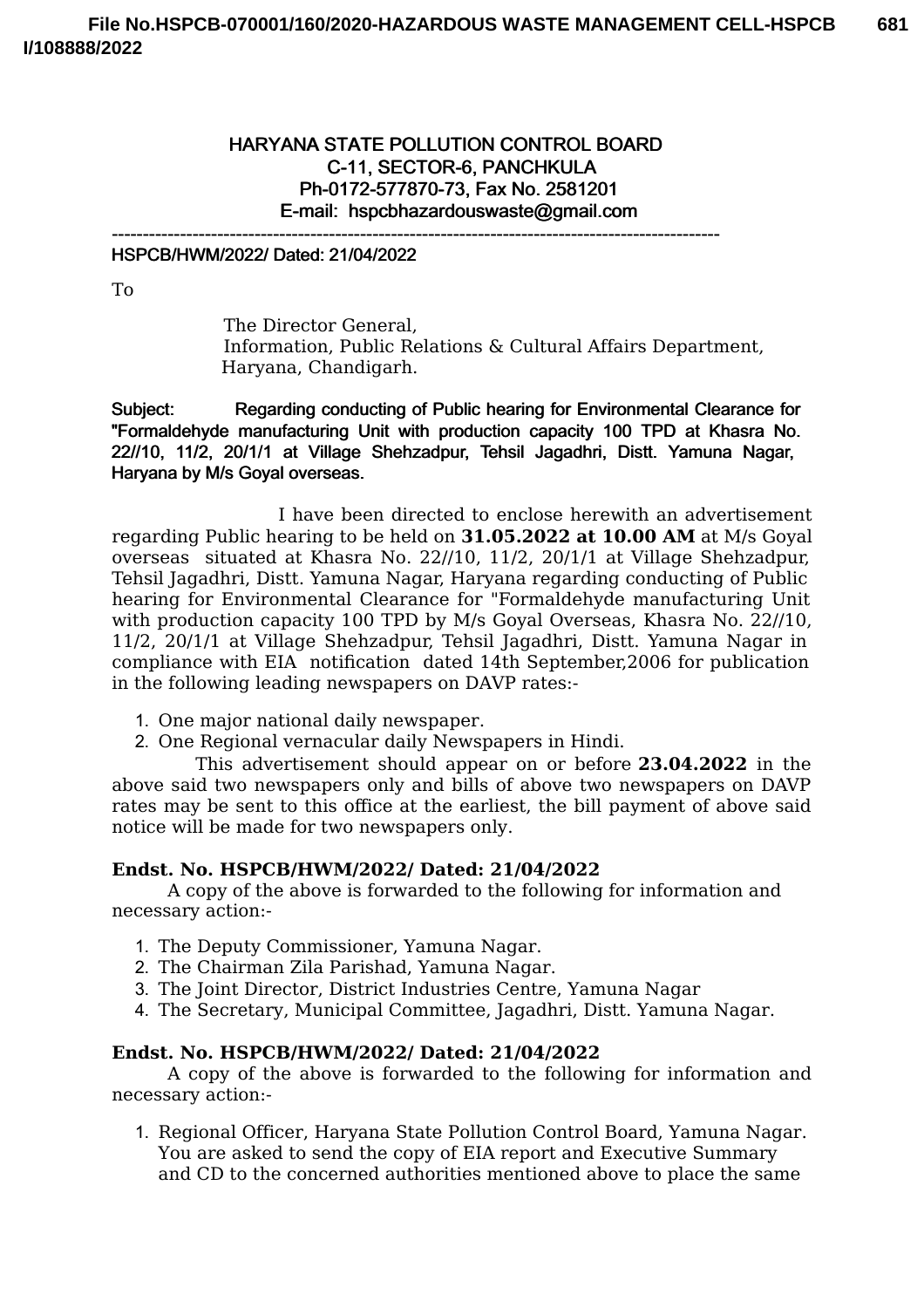# HARYANA STATE POLLUTION CONTROL BOARD

**C-11, SECTOR-6, PANCHKULA**

**Ph-0172-577870-73, Fax No. 2581201**

**E-mail: hspcbhazardouswaste@gmail.com**

---

**HSPCB/HWM/2022/ Dated: 21/04/2022**

To

The Director General,
Information, Public Relations & Cultural Affairs Department,
Haryana, Chandigarh.

**Subject: Regarding conducting of Public hearing for Environmental Clearance for "Formaldehyde manufacturing Unit with production capacity 100 TPD at Khasra No. 22//10, 11/2, 20/1/1 at Village Shehzadpur, Tehsil Jagadhri, Distt. Yamuna Nagar, Haryana by M/s Goyal overseas.**

I have been directed to enclose herewith an advertisement regarding Public hearing to be held on **31.05.2022 at 10.00 AM** at M/s Goyal overseas situated at Khasra No. 22//10, 11/2, 20/1/1 at Village Shehzadpur, Tehsil Jagadhri, Distt. Yamuna Nagar, Haryana regarding conducting of Public hearing for Environmental Clearance for "Formaldehyde manufacturing Unit with production capacity 100 TPD by M/s Goyal Overseas, Khasra No. 22//10, 11/2, 20/1/1 at Village Shehzadpur, Tehsil Jagadhri, Distt. Yamuna Nagar in compliance with EIA notification dated 14th September,2006 for publication in the following leading newspapers on DAVP rates:-

1. One major national daily newspaper.
2. One Regional vernacular daily Newspapers in Hindi.

This advertisement should appear on or before **23.04.2022** in the above said two newspapers only and bills of above two newspapers on DAVP rates may be sent to this office at the earliest, the bill payment of above said notice will be made for two newspapers only.

**Endst. No. HSPCB/HWM/2022/ Dated: 21/04/2022**

A copy of the above is forwarded to the following for information and necessary action:-

1. The Deputy Commissioner, Yamuna Nagar.
2. The Chairman Zila Parishad, Yamuna Nagar.
3. The Joint Director, District Industries Centre, Yamuna Nagar
4. The Secretary, Municipal Committee, Jagadhri, Distt. Yamuna Nagar.

**Endst. No. HSPCB/HWM/2022/ Dated: 21/04/2022**

A copy of the above is forwarded to the following for information and necessary action:-

1. Regional Officer, Haryana State Pollution Control Board, Yamuna Nagar. You are asked to send the copy of EIA report and Executive Summary and CD to the concerned authorities mentioned above to place the same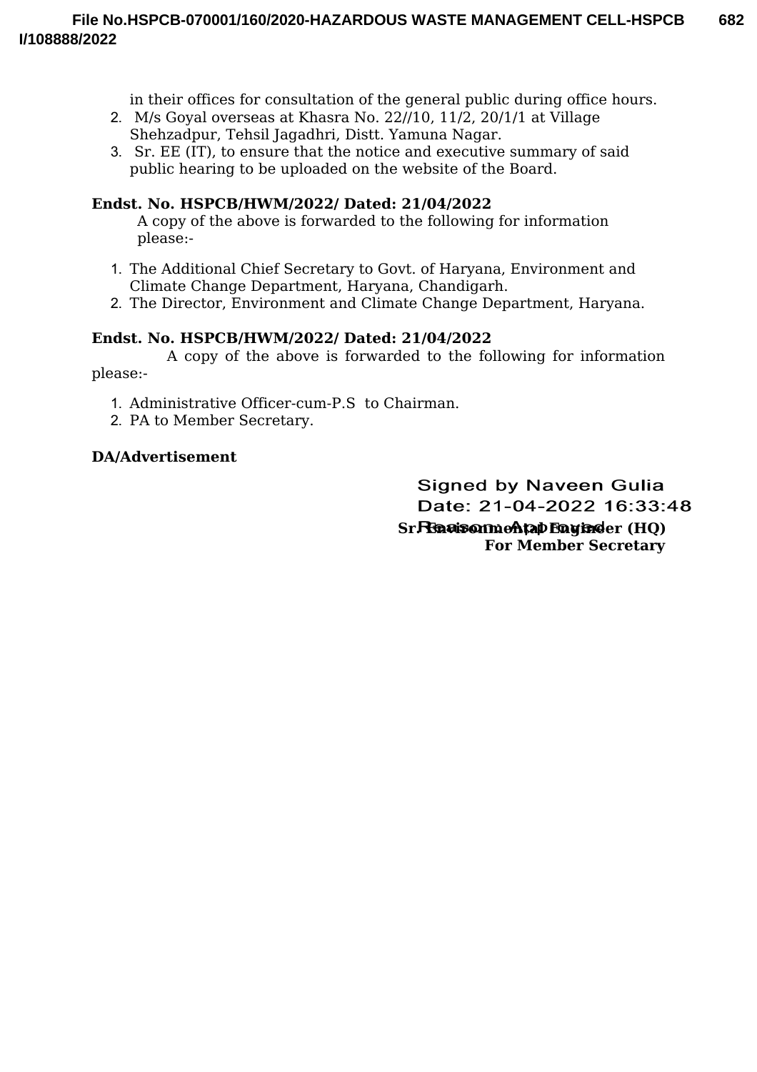in their offices for consultation of the general public during office hours.

2. M/s Goyal overseas at Khasra No. 22//10, 11/2, 20/1/1 at Village Shehzadpur, Tehsil Jagadhri, Distt. Yamuna Nagar.
3. Sr. EE (IT), to ensure that the notice and executive summary of said public hearing to be uploaded on the website of the Board.

**Endst. No. HSPCB/HWM/2022/ Dated: 21/04/2022**

A copy of the above is forwarded to the following for information please:-

1. The Additional Chief Secretary to Govt. of Haryana, Environment and Climate Change Department, Haryana, Chandigarh.
2. The Director, Environment and Climate Change Department, Haryana.

**Endst. No. HSPCB/HWM/2022/ Dated: 21/04/2022**

A copy of the above is forwarded to the following for information please:-

1. Administrative Officer-cum-P.S to Chairman.
2. PA to Member Secretary.

**DA/Advertisement**

Signed by Naveen Gulia
Date: 21-04-2022 16:33:48
Reason: Approved

**Sr. Environmental Engineer (HQ)**
**For Member Secretary**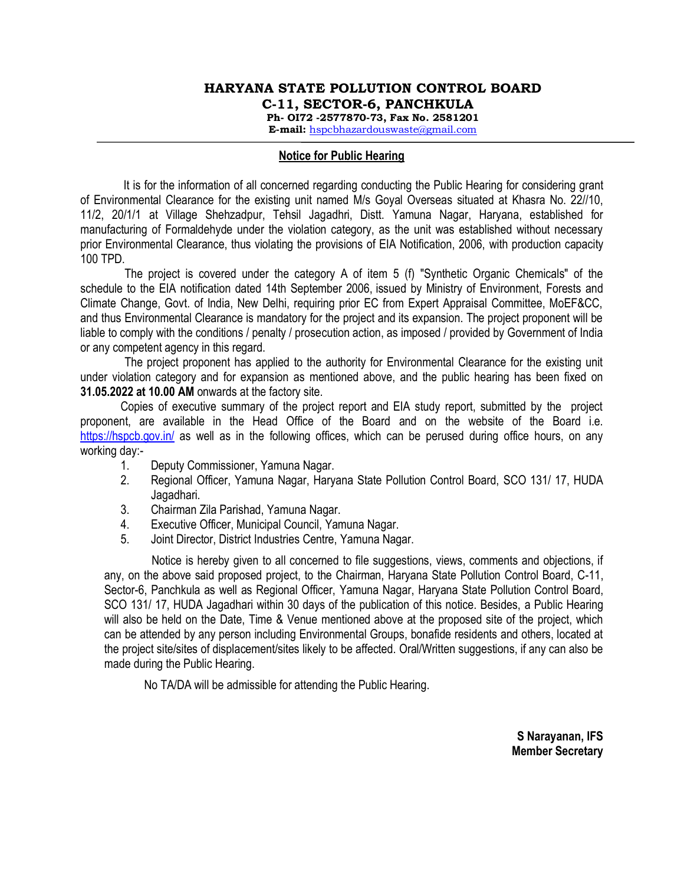# HARYANA STATE POLLUTION CONTROL BOARD
## C-11, SECTOR-6, PANCHKULA

**Ph- OI72 -2577870-73, Fax No. 2581201**
**E-mail:** hspcbhazardouswaste@gmail.com

---

### Notice for Public Hearing

It is for the information of all concerned regarding conducting the Public Hearing for considering grant of Environmental Clearance for the existing unit named M/s Goyal Overseas situated at Khasra No. 22//10, 11/2, 20/1/1 at Village Shehzadpur, Tehsil Jagadhri, Distt. Yamuna Nagar, Haryana, established for manufacturing of Formaldehyde under the violation category, as the unit was established without necessary prior Environmental Clearance, thus violating the provisions of EIA Notification, 2006, with production capacity 100 TPD.

The project is covered under the category A of item 5 (f) "Synthetic Organic Chemicals" of the schedule to the EIA notification dated 14th September 2006, issued by Ministry of Environment, Forests and Climate Change, Govt. of India, New Delhi, requiring prior EC from Expert Appraisal Committee, MoEF&CC, and thus Environmental Clearance is mandatory for the project and its expansion. The project proponent will be liable to comply with the conditions / penalty / prosecution action, as imposed / provided by Government of India or any competent agency in this regard.

The project proponent has applied to the authority for Environmental Clearance for the existing unit under violation category and for expansion as mentioned above, and the public hearing has been fixed on **31.05.2022 at 10.00 AM** onwards at the factory site.

Copies of executive summary of the project report and EIA study report, submitted by the project proponent, are available in the Head Office of the Board and on the website of the Board i.e. https://hspcb.gov.in/ as well as in the following offices, which can be perused during office hours, on any working day:-

1. Deputy Commissioner, Yamuna Nagar.
2. Regional Officer, Yamuna Nagar, Haryana State Pollution Control Board, SCO 131/ 17, HUDA Jagadhari.
3. Chairman Zila Parishad, Yamuna Nagar.
4. Executive Officer, Municipal Council, Yamuna Nagar.
5. Joint Director, District Industries Centre, Yamuna Nagar.

Notice is hereby given to all concerned to file suggestions, views, comments and objections, if any, on the above said proposed project, to the Chairman, Haryana State Pollution Control Board, C-11, Sector-6, Panchkula as well as Regional Officer, Yamuna Nagar, Haryana State Pollution Control Board, SCO 131/ 17, HUDA Jagadhari within 30 days of the publication of this notice. Besides, a Public Hearing will also be held on the Date, Time & Venue mentioned above at the proposed site of the project, which can be attended by any person including Environmental Groups, bonafide residents and others, located at the project site/sites of displacement/sites likely to be affected. Oral/Written suggestions, if any can also be made during the Public Hearing.

No TA/DA will be admissible for attending the Public Hearing.

**S Narayanan, IFS**
**Member Secretary**